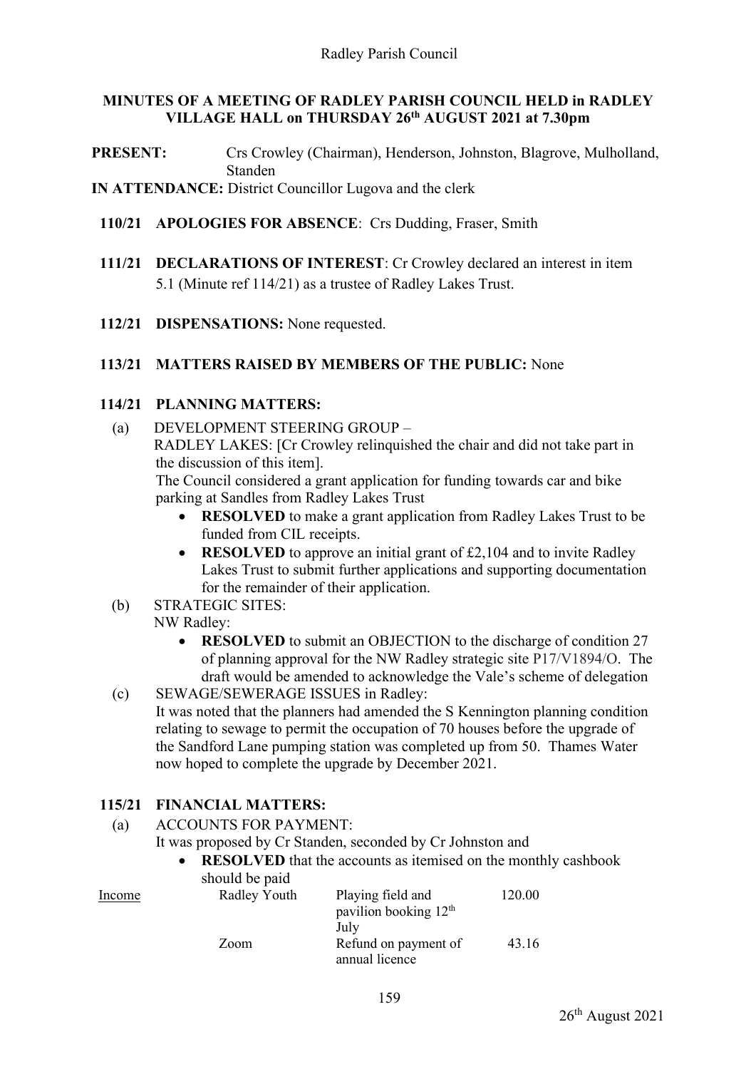# MINUTES OF A MEETING OF RADLEY PARISH COUNCIL HELD in RADLEY VILLAGE HALL on THURSDAY 26th AUGUST 2021 at 7.30pm

**PRESENT:** Crs Crowley (Chairman), Henderson, Johnston, Blagrove, Mulholland, Standen

**IN ATTENDANCE:** District Councillor Lugova and the clerk

**110/21 APOLOGIES FOR ABSENCE**: Crs Dudding, Fraser, Smith

**111/21 DECLARATIONS OF INTEREST**: Cr Crowley declared an interest in item 5.1 (Minute ref 114/21) as a trustee of Radley Lakes Trust.

**112/21 DISPENSATIONS:** None requested.

**113/21 MATTERS RAISED BY MEMBERS OF THE PUBLIC:** None

**114/21 PLANNING MATTERS:**

(a) DEVELOPMENT STEERING GROUP –
RADLEY LAKES: [Cr Crowley relinquished the chair and did not take part in the discussion of this item].
The Council considered a grant application for funding towards car and bike parking at Sandles from Radley Lakes Trust

- **RESOLVED** to make a grant application from Radley Lakes Trust to be funded from CIL receipts.
- **RESOLVED** to approve an initial grant of £2,104 and to invite Radley Lakes Trust to submit further applications and supporting documentation for the remainder of their application.

(b) STRATEGIC SITES:
NW Radley:

- **RESOLVED** to submit an OBJECTION to the discharge of condition 27 of planning approval for the NW Radley strategic site P17/V1894/O. The draft would be amended to acknowledge the Vale's scheme of delegation

(c) SEWAGE/SEWERAGE ISSUES in Radley:
It was noted that the planners had amended the S Kennington planning condition relating to sewage to permit the occupation of 70 houses before the upgrade of the Sandford Lane pumping station was completed up from 50. Thames Water now hoped to complete the upgrade by December 2021.

**115/21 FINANCIAL MATTERS:**

(a) ACCOUNTS FOR PAYMENT:
It was proposed by Cr Standen, seconded by Cr Johnston and

- **RESOLVED** that the accounts as itemised on the monthly cashbook should be paid

| | | | |
|---|---|---|---|
| Income | Radley Youth | Playing field and pavilion booking 12th July | 120.00 |
| | Zoom | Refund on payment of annual licence | 43.16 |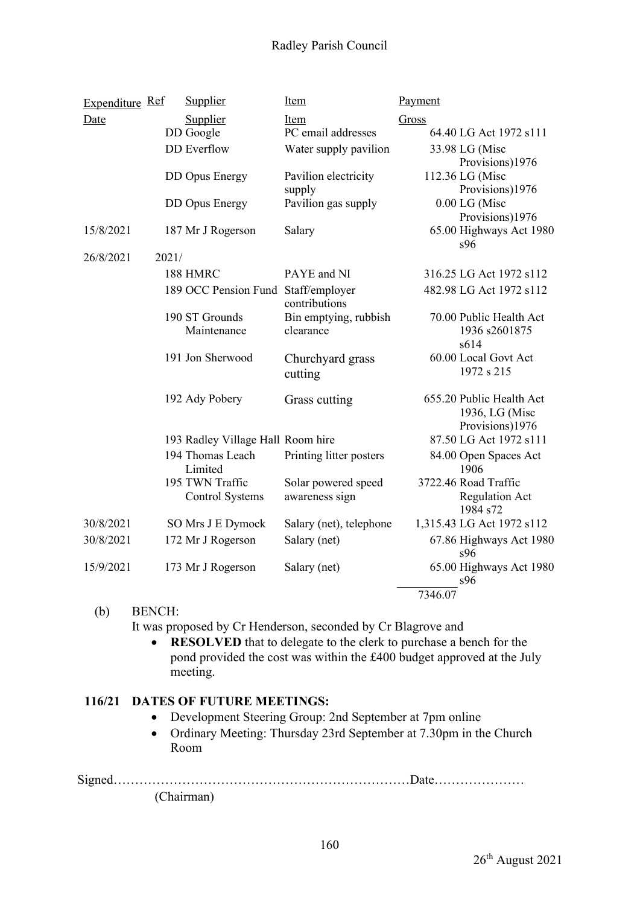| Expenditure Date | Ref | Supplier | Item | Payment Gross | |
|---|---|---|---|---|---|
| Date | | Supplier | Item | Gross | |
| | DD | Google | PC email addresses | 64.40 | LG Act 1972 s111 |
| | DD | Everflow | Water supply pavilion | 33.98 | LG (Misc Provisions)1976 |
| | DD | Opus Energy | Pavilion electricity supply | 112.36 | LG (Misc Provisions)1976 |
| | DD | Opus Energy | Pavilion gas supply | 0.00 | LG (Misc Provisions)1976 |
| 15/8/2021 | 187 | Mr J Rogerson | Salary | 65.00 | Highways Act 1980 s96 |
| 26/8/2021 | 2021/ | | | | |
| | 188 | HMRC | PAYE and NI | 316.25 | LG Act 1972 s112 |
| | 189 | OCC Pension Fund | Staff/employer contributions | 482.98 | LG Act 1972 s112 |
| | 190 | ST Grounds Maintenance | Bin emptying, rubbish clearance | 70.00 | Public Health Act 1936 s2601875 s614 |
| | 191 | Jon Sherwood | Churchyard grass cutting | 60.00 | Local Govt Act 1972 s 215 |
| | 192 | Ady Pobery | Grass cutting | 655.20 | Public Health Act 1936, LG (Misc Provisions)1976 |
| | 193 | Radley Village Hall | Room hire | 87.50 | LG Act 1972 s111 |
| | 194 | Thomas Leach Limited | Printing litter posters | 84.00 | Open Spaces Act 1906 |
| | 195 | TWN Traffic Control Systems | Solar powered speed awareness sign | 3722.46 | Road Traffic Regulation Act 1984 s72 |
| 30/8/2021 | SO | Mrs J E Dymock | Salary (net), telephone | 1,315.43 | LG Act 1972 s112 |
| 30/8/2021 | 172 | Mr J Rogerson | Salary (net) | 67.86 | Highways Act 1980 s96 |
| 15/9/2021 | 173 | Mr J Rogerson | Salary (net) | 65.00 | Highways Act 1980 s96 |
| | | | | 7346.07 | |

(b) BENCH:

It was proposed by Cr Henderson, seconded by Cr Blagrove and

- **RESOLVED** that to delegate to the clerk to purchase a bench for the pond provided the cost was within the £400 budget approved at the July meeting.

## 116/21 DATES OF FUTURE MEETINGS:

- Development Steering Group: 2nd September at 7pm online
- Ordinary Meeting: Thursday 23rd September at 7.30pm in the Church Room

Signed……………………………………………………………Date…………………

(Chairman)

26th August 2021